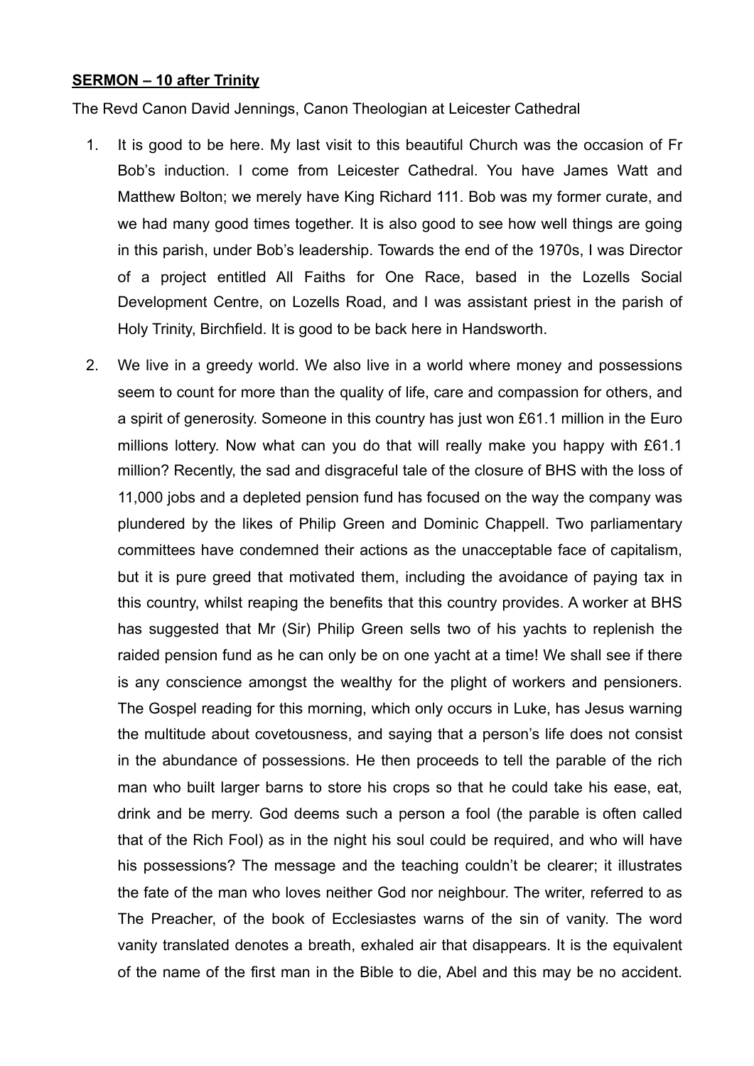**SERMON – 10 after Trinity**

The Revd Canon David Jennings, Canon Theologian at Leicester Cathedral

1. It is good to be here. My last visit to this beautiful Church was the occasion of Fr Bob's induction. I come from Leicester Cathedral. You have James Watt and Matthew Bolton; we merely have King Richard 111. Bob was my former curate, and we had many good times together. It is also good to see how well things are going in this parish, under Bob's leadership. Towards the end of the 1970s, I was Director of a project entitled All Faiths for One Race, based in the Lozells Social Development Centre, on Lozells Road, and I was assistant priest in the parish of Holy Trinity, Birchfield. It is good to be back here in Handsworth.

2. We live in a greedy world. We also live in a world where money and possessions seem to count for more than the quality of life, care and compassion for others, and a spirit of generosity. Someone in this country has just won £61.1 million in the Euro millions lottery. Now what can you do that will really make you happy with £61.1 million? Recently, the sad and disgraceful tale of the closure of BHS with the loss of 11,000 jobs and a depleted pension fund has focused on the way the company was plundered by the likes of Philip Green and Dominic Chappell. Two parliamentary committees have condemned their actions as the unacceptable face of capitalism, but it is pure greed that motivated them, including the avoidance of paying tax in this country, whilst reaping the benefits that this country provides. A worker at BHS has suggested that Mr (Sir) Philip Green sells two of his yachts to replenish the raided pension fund as he can only be on one yacht at a time! We shall see if there is any conscience amongst the wealthy for the plight of workers and pensioners. The Gospel reading for this morning, which only occurs in Luke, has Jesus warning the multitude about covetousness, and saying that a person's life does not consist in the abundance of possessions. He then proceeds to tell the parable of the rich man who built larger barns to store his crops so that he could take his ease, eat, drink and be merry. God deems such a person a fool (the parable is often called that of the Rich Fool) as in the night his soul could be required, and who will have his possessions? The message and the teaching couldn't be clearer; it illustrates the fate of the man who loves neither God nor neighbour. The writer, referred to as The Preacher, of the book of Ecclesiastes warns of the sin of vanity. The word vanity translated denotes a breath, exhaled air that disappears. It is the equivalent of the name of the first man in the Bible to die, Abel and this may be no accident.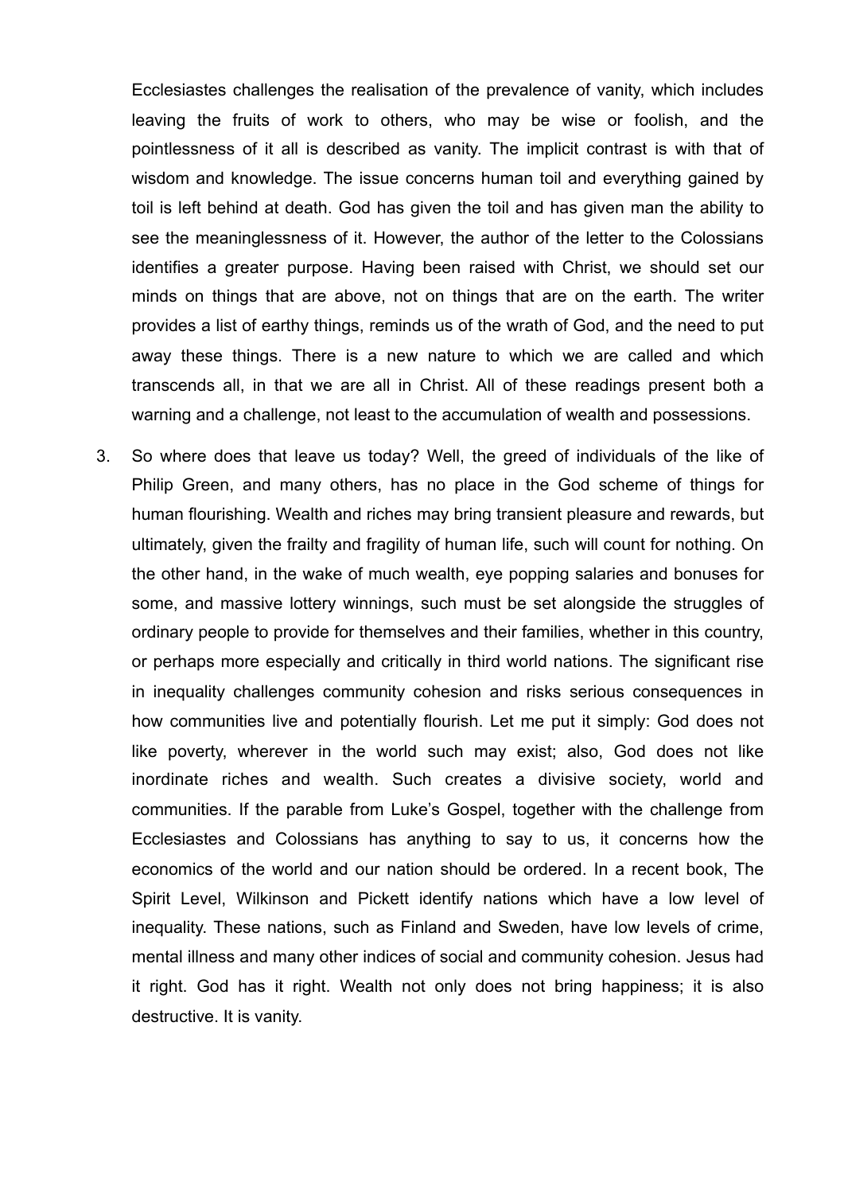Ecclesiastes challenges the realisation of the prevalence of vanity, which includes leaving the fruits of work to others, who may be wise or foolish, and the pointlessness of it all is described as vanity. The implicit contrast is with that of wisdom and knowledge. The issue concerns human toil and everything gained by toil is left behind at death. God has given the toil and has given man the ability to see the meaninglessness of it. However, the author of the letter to the Colossians identifies a greater purpose. Having been raised with Christ, we should set our minds on things that are above, not on things that are on the earth. The writer provides a list of earthy things, reminds us of the wrath of God, and the need to put away these things. There is a new nature to which we are called and which transcends all, in that we are all in Christ. All of these readings present both a warning and a challenge, not least to the accumulation of wealth and possessions.

3. So where does that leave us today? Well, the greed of individuals of the like of Philip Green, and many others, has no place in the God scheme of things for human flourishing. Wealth and riches may bring transient pleasure and rewards, but ultimately, given the frailty and fragility of human life, such will count for nothing. On the other hand, in the wake of much wealth, eye popping salaries and bonuses for some, and massive lottery winnings, such must be set alongside the struggles of ordinary people to provide for themselves and their families, whether in this country, or perhaps more especially and critically in third world nations. The significant rise in inequality challenges community cohesion and risks serious consequences in how communities live and potentially flourish. Let me put it simply: God does not like poverty, wherever in the world such may exist; also, God does not like inordinate riches and wealth. Such creates a divisive society, world and communities. If the parable from Luke's Gospel, together with the challenge from Ecclesiastes and Colossians has anything to say to us, it concerns how the economics of the world and our nation should be ordered. In a recent book, The Spirit Level, Wilkinson and Pickett identify nations which have a low level of inequality. These nations, such as Finland and Sweden, have low levels of crime, mental illness and many other indices of social and community cohesion. Jesus had it right. God has it right. Wealth not only does not bring happiness; it is also destructive. It is vanity.